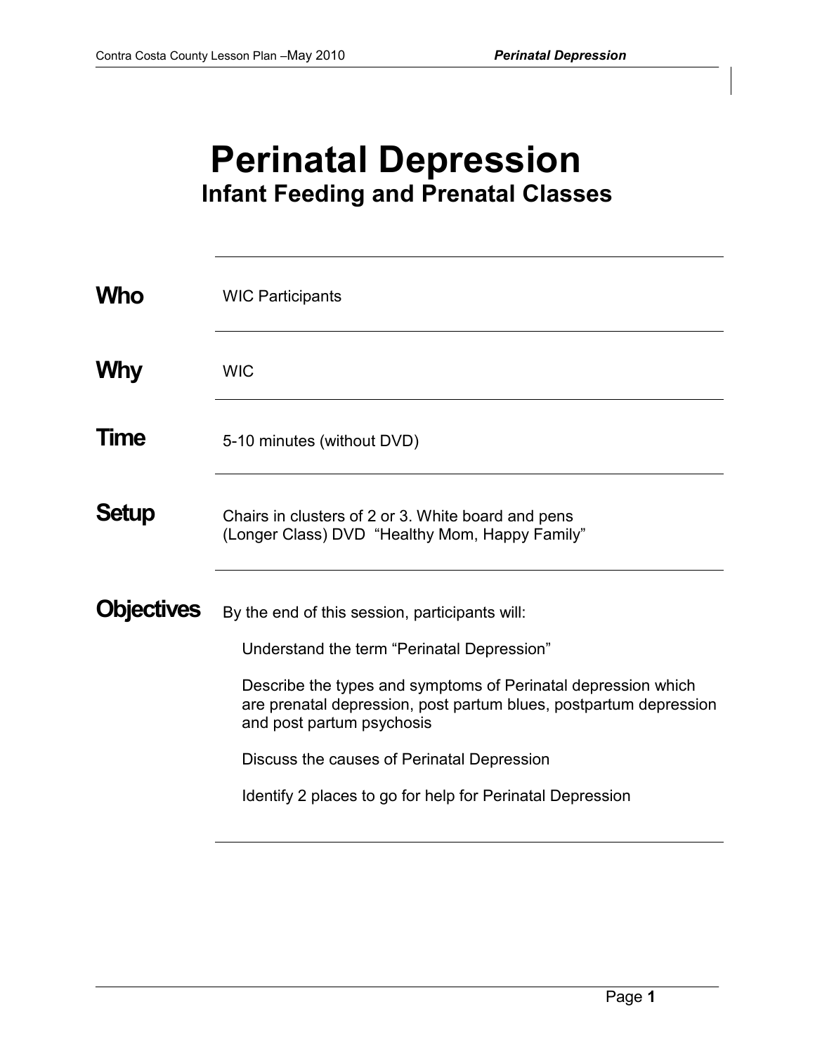# Perinatal Depression

## Infant Feeding and Prenatal Classes

**Who**

WIC Participants

**Why**

WIC

**Time**

5-10 minutes (without DVD)

**Setup**

Chairs in clusters of 2 or 3. White board and pens
(Longer Class) DVD "Healthy Mom, Happy Family"

**Objectives**

By the end of this session, participants will:

- Understand the term "Perinatal Depression"
- Describe the types and symptoms of Perinatal depression which are prenatal depression, post partum blues, postpartum depression and post partum psychosis
- Discuss the causes of Perinatal Depression
- Identify 2 places to go for help for Perinatal Depression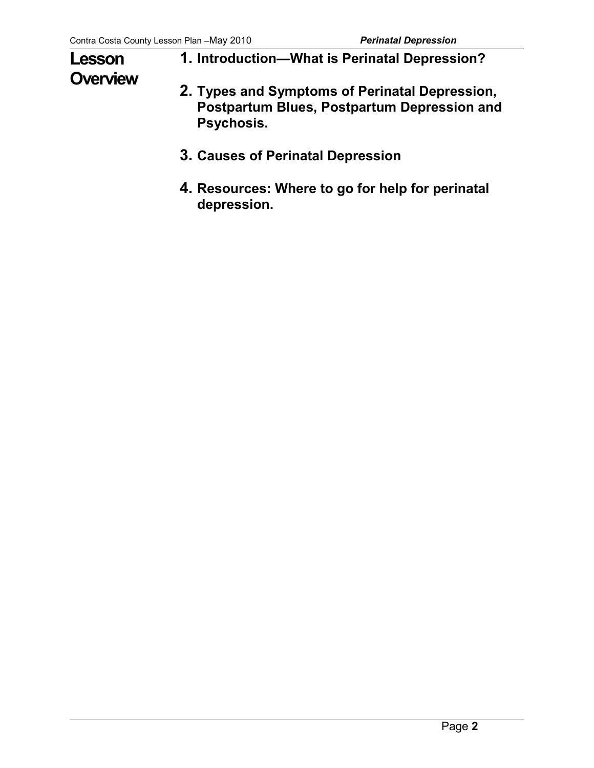## Lesson Overview

1. **Introduction—What is Perinatal Depression?**
2. **Types and Symptoms of Perinatal Depression, Postpartum Blues, Postpartum Depression and Psychosis.**
3. **Causes of Perinatal Depression**
4. **Resources: Where to go for help for perinatal depression.**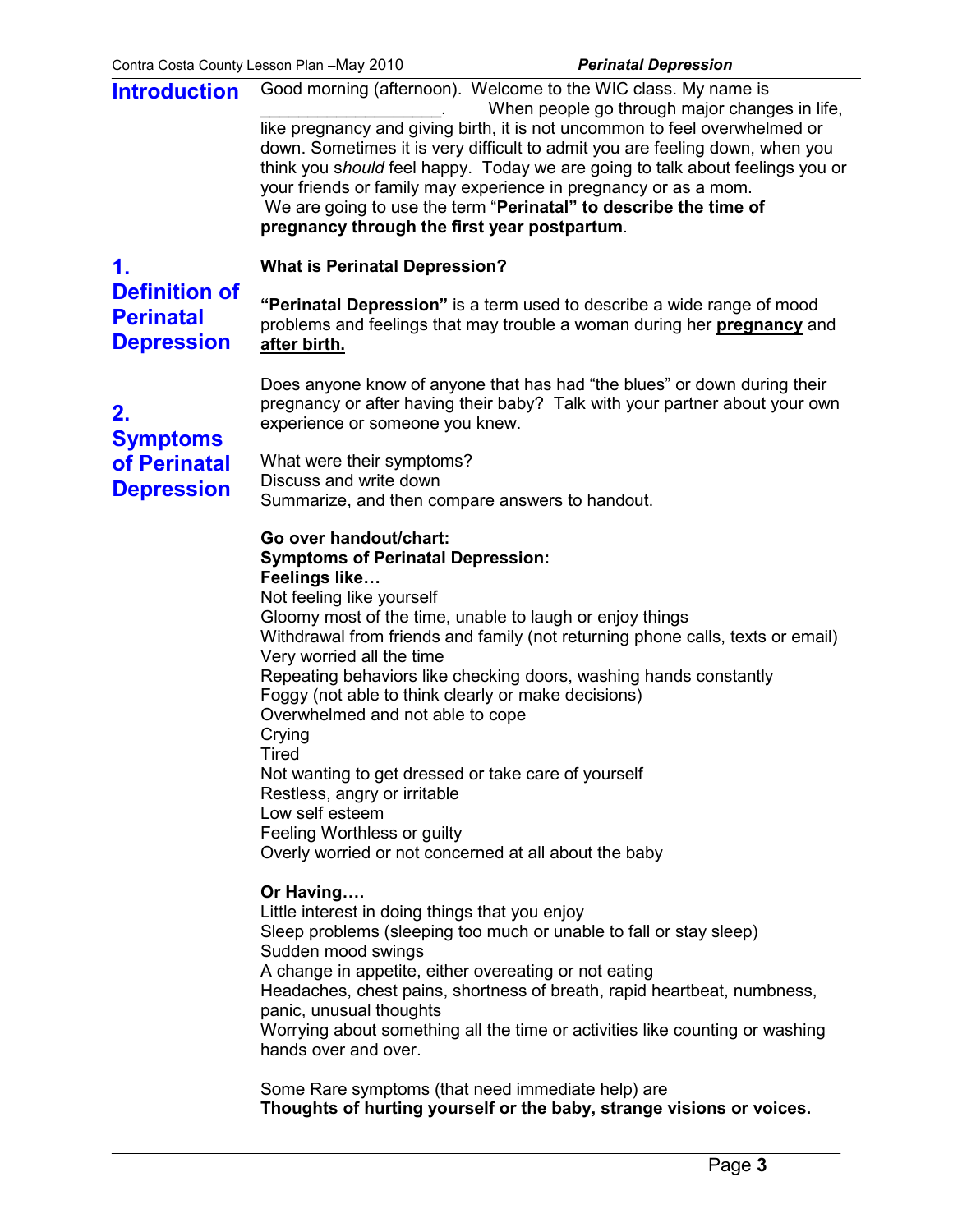## Introduction

Good morning (afternoon). Welcome to the WIC class. My name is ___________________. When people go through major changes in life, like pregnancy and giving birth, it is not uncommon to feel overwhelmed or down. Sometimes it is very difficult to admit you are feeling down, when you think you s*hould* feel happy. Today we are going to talk about feelings you or your friends or family may experience in pregnancy or as a mom. We are going to use the term "**Perinatal" to describe the time of pregnancy through the first year postpartum**.

## 1. Definition of Perinatal Depression

**What is Perinatal Depression?**

**"Perinatal Depression"** is a term used to describe a wide range of mood problems and feelings that may trouble a woman during her **pregnancy** and **after birth.**

## 2. Symptoms of Perinatal Depression

Does anyone know of anyone that has had "the blues" or down during their pregnancy or after having their baby? Talk with your partner about your own experience or someone you knew.

What were their symptoms?
Discuss and write down
Summarize, and then compare answers to handout.

**Go over handout/chart:**
**Symptoms of Perinatal Depression:**
**Feelings like…**
Not feeling like yourself
Gloomy most of the time, unable to laugh or enjoy things
Withdrawal from friends and family (not returning phone calls, texts or email)
Very worried all the time
Repeating behaviors like checking doors, washing hands constantly
Foggy (not able to think clearly or make decisions)
Overwhelmed and not able to cope
Crying
Tired
Not wanting to get dressed or take care of yourself
Restless, angry or irritable
Low self esteem
Feeling Worthless or guilty
Overly worried or not concerned at all about the baby

**Or Having….**
Little interest in doing things that you enjoy
Sleep problems (sleeping too much or unable to fall or stay sleep)
Sudden mood swings
A change in appetite, either overeating or not eating
Headaches, chest pains, shortness of breath, rapid heartbeat, numbness, panic, unusual thoughts
Worrying about something all the time or activities like counting or washing hands over and over.

Some Rare symptoms (that need immediate help) are
**Thoughts of hurting yourself or the baby, strange visions or voices.**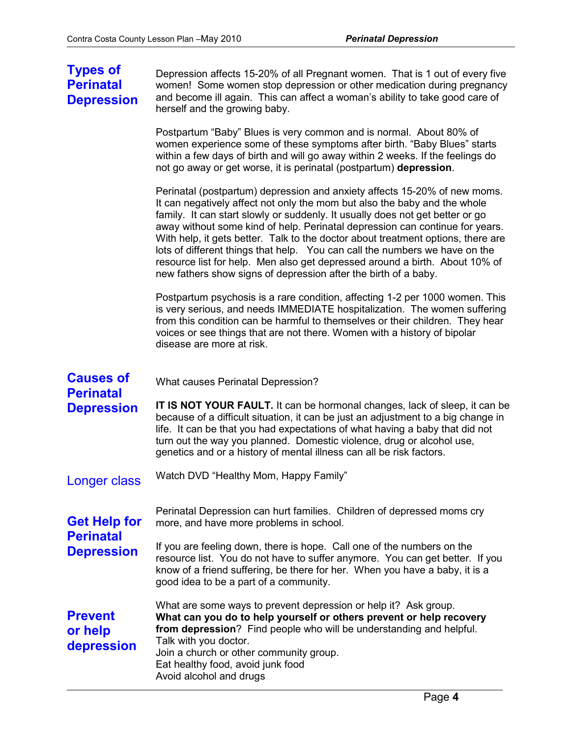## Types of Perinatal Depression

Depression affects 15-20% of all Pregnant women. That is 1 out of every five women! Some women stop depression or other medication during pregnancy and become ill again. This can affect a woman's ability to take good care of herself and the growing baby.

Postpartum "Baby" Blues is very common and is normal. About 80% of women experience some of these symptoms after birth. "Baby Blues" starts within a few days of birth and will go away within 2 weeks. If the feelings do not go away or get worse, it is perinatal (postpartum) **depression**.

Perinatal (postpartum) depression and anxiety affects 15-20% of new moms. It can negatively affect not only the mom but also the baby and the whole family. It can start slowly or suddenly. It usually does not get better or go away without some kind of help. Perinatal depression can continue for years. With help, it gets better. Talk to the doctor about treatment options, there are lots of different things that help. You can call the numbers we have on the resource list for help. Men also get depressed around a birth. About 10% of new fathers show signs of depression after the birth of a baby.

Postpartum psychosis is a rare condition, affecting 1-2 per 1000 women. This is very serious, and needs IMMEDIATE hospitalization. The women suffering from this condition can be harmful to themselves or their children. They hear voices or see things that are not there. Women with a history of bipolar disease are more at risk.

## Causes of Perinatal Depression

What causes Perinatal Depression?

**IT IS NOT YOUR FAULT.** It can be hormonal changes, lack of sleep, it can be because of a difficult situation, it can be just an adjustment to a big change in life. It can be that you had expectations of what having a baby that did not turn out the way you planned. Domestic violence, drug or alcohol use, genetics and or a history of mental illness can all be risk factors.

### Longer class

Watch DVD "Healthy Mom, Happy Family"

## Get Help for Perinatal Depression

Perinatal Depression can hurt families. Children of depressed moms cry more, and have more problems in school.

If you are feeling down, there is hope. Call one of the numbers on the resource list. You do not have to suffer anymore. You can get better. If you know of a friend suffering, be there for her. When you have a baby, it is a good idea to be a part of a community.

## Prevent or help depression

What are some ways to prevent depression or help it? Ask group.
**What can you do to help yourself or others prevent or help recovery from depression**? Find people who will be understanding and helpful.
Talk with you doctor.
Join a church or other community group.
Eat healthy food, avoid junk food
Avoid alcohol and drugs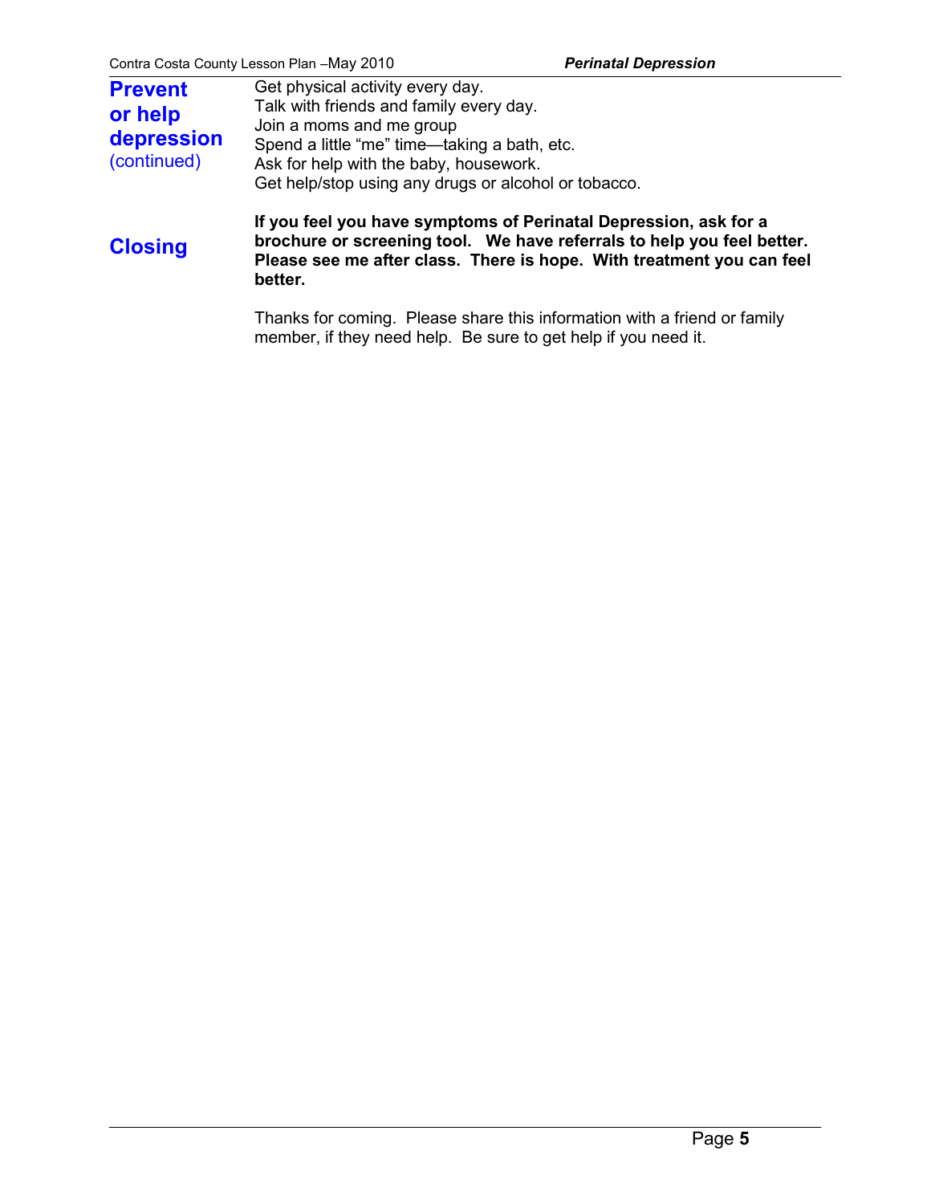## Prevent or help depression (continued)

Get physical activity every day.
Talk with friends and family every day.
Join a moms and me group
Spend a little “me” time—taking a bath, etc.
Ask for help with the baby, housework.
Get help/stop using any drugs or alcohol or tobacco.

## Closing

**If you feel you have symptoms of Perinatal Depression, ask for a brochure or screening tool. We have referrals to help you feel better. Please see me after class. There is hope. With treatment you can feel better.**

Thanks for coming. Please share this information with a friend or family member, if they need help. Be sure to get help if you need it.